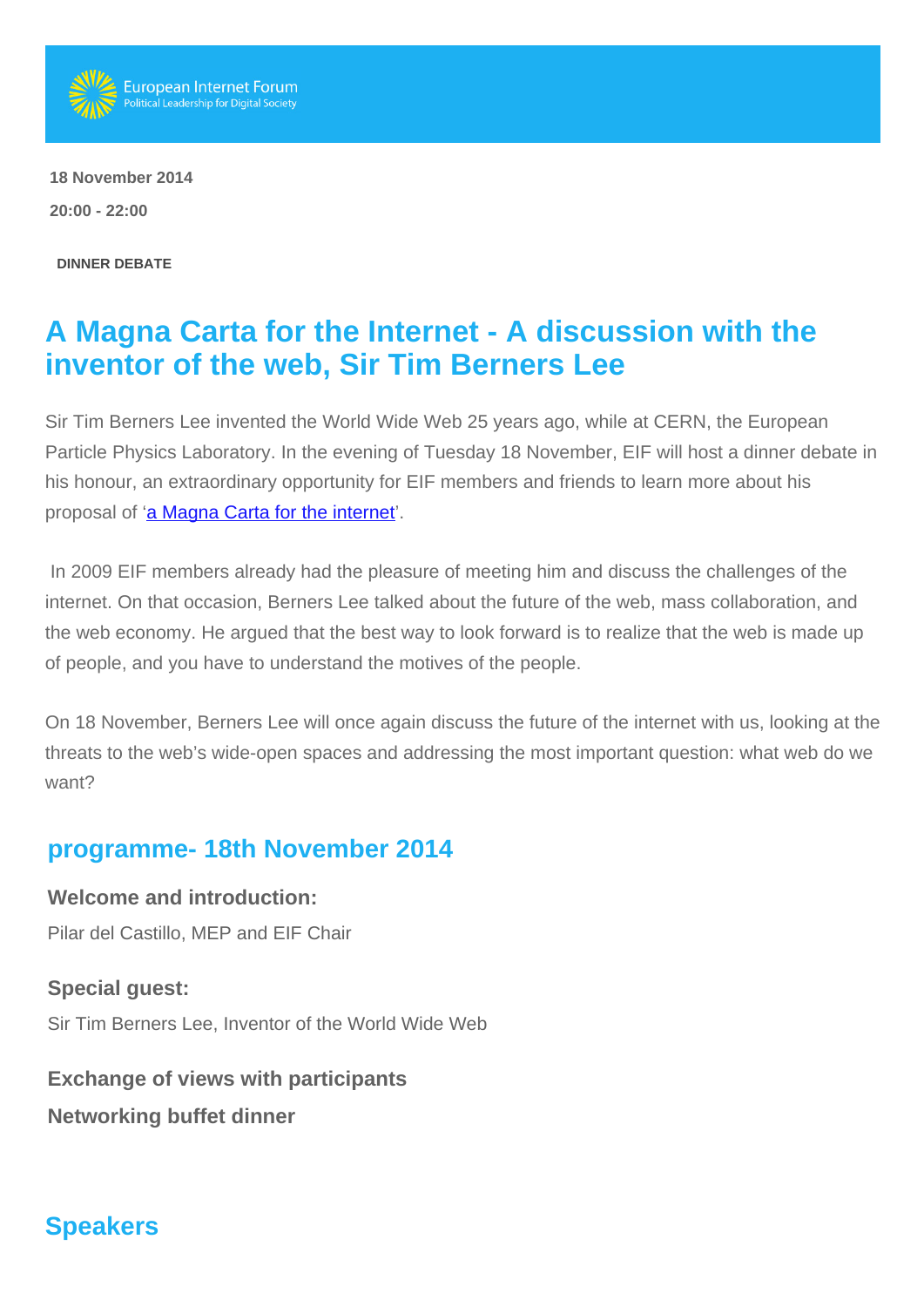European Internet Forum
Political Leadership for Digital Society

**18 November 2014**

**20:00 - 22:00**

**DINNER DEBATE**

# A Magna Carta for the Internet - A discussion with the inventor of the web, Sir Tim Berners Lee

Sir Tim Berners Lee invented the World Wide Web 25 years ago, while at CERN, the European Particle Physics Laboratory. In the evening of Tuesday 18 November, EIF will host a dinner debate in his honour, an extraordinary opportunity for EIF members and friends to learn more about his proposal of '[a Magna Carta for the internet](a Magna Carta for the internet)'.

In 2009 EIF members already had the pleasure of meeting him and discuss the challenges of the internet. On that occasion, Berners Lee talked about the future of the web, mass collaboration, and the web economy. He argued that the best way to look forward is to realize that the web is made up of people, and you have to understand the motives of the people.

On 18 November, Berners Lee will once again discuss the future of the internet with us, looking at the threats to the web's wide-open spaces and addressing the most important question: what web do we want?

## programme- 18th November 2014

**Welcome and introduction:**

Pilar del Castillo, MEP and EIF Chair

**Special guest:**

Sir Tim Berners Lee, Inventor of the World Wide Web

**Exchange of views with participants**

**Networking buffet dinner**

## Speakers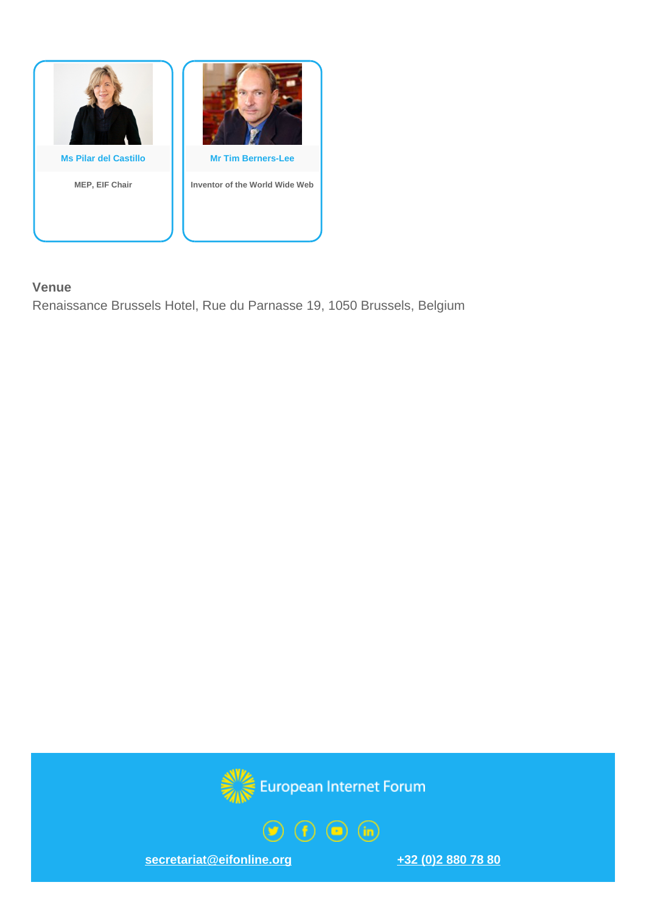**Ms Pilar del Castillo**

MEP, EIF Chair

**Mr Tim Berners-Lee**

Inventor of the World Wide Web

**Venue**

Renaissance Brussels Hotel, Rue du Parnasse 19, 1050 Brussels, Belgium

European Internet Forum

[secretariat@eifonline.org](mailto:secretariat@eifonline.org) [+32 (0)2 880 78 80](tel:+3228807880)